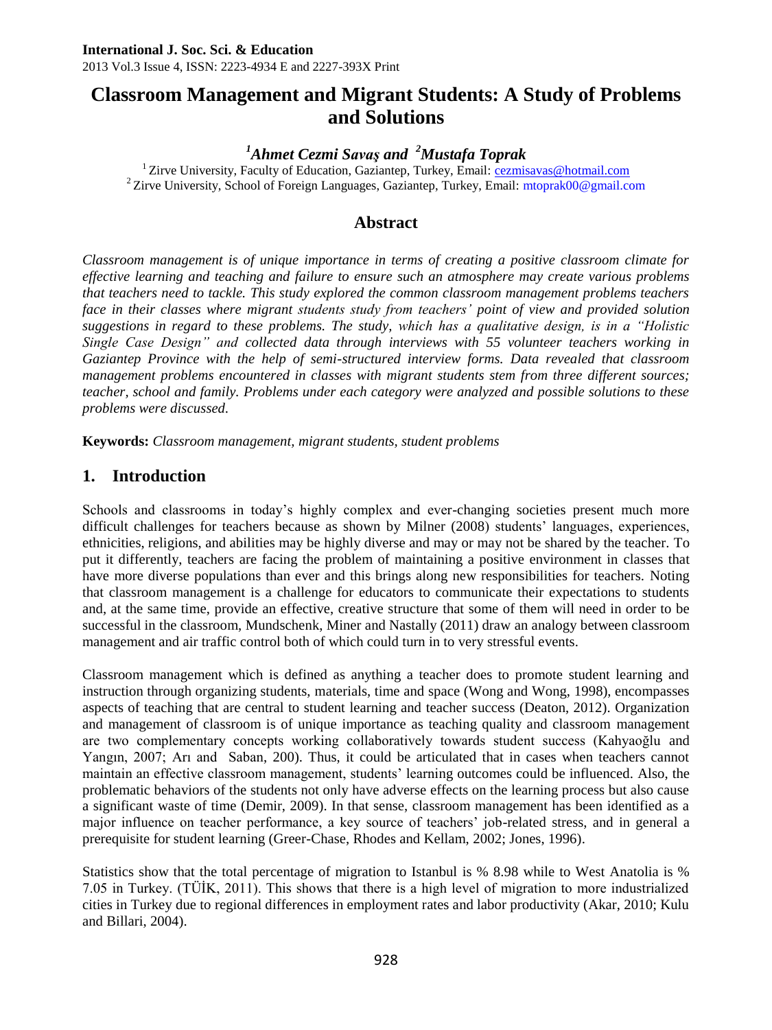International J. Soc. Sci. & Education
2013 Vol.3 Issue 4, ISSN: 2223-4934 E and 2227-393X Print

# Classroom Management and Migrant Students: A Study of Problems and Solutions

***[1]Ahmet Cezmi Savaş and [2]Mustafa Toprak***

[1] Zirve University, Faculty of Education, Gaziantep, Turkey, Email: cezmisavas@hotmail.com
[2] Zirve University, School of Foreign Languages, Gaziantep, Turkey, Email: mtoprak00@gmail.com

## Abstract

*Classroom management is of unique importance in terms of creating a positive classroom climate for effective learning and teaching and failure to ensure such an atmosphere may create various problems that teachers need to tackle. This study explored the common classroom management problems teachers face in their classes where migrant students study from teachers' point of view and provided solution suggestions in regard to these problems. The study, which has a qualitative design, is in a "Holistic Single Case Design" and collected data through interviews with 55 volunteer teachers working in Gaziantep Province with the help of semi-structured interview forms. Data revealed that classroom management problems encountered in classes with migrant students stem from three different sources; teacher, school and family. Problems under each category were analyzed and possible solutions to these problems were discussed.*

**Keywords:** *Classroom management, migrant students, student problems*

## 1. Introduction

Schools and classrooms in today's highly complex and ever-changing societies present much more difficult challenges for teachers because as shown by Milner (2008) students' languages, experiences, ethnicities, religions, and abilities may be highly diverse and may or may not be shared by the teacher. To put it differently, teachers are facing the problem of maintaining a positive environment in classes that have more diverse populations than ever and this brings along new responsibilities for teachers. Noting that classroom management is a challenge for educators to communicate their expectations to students and, at the same time, provide an effective, creative structure that some of them will need in order to be successful in the classroom, Mundschenk, Miner and Nastally (2011) draw an analogy between classroom management and air traffic control both of which could turn in to very stressful events.

Classroom management which is defined as anything a teacher does to promote student learning and instruction through organizing students, materials, time and space (Wong and Wong, 1998), encompasses aspects of teaching that are central to student learning and teacher success (Deaton, 2012). Organization and management of classroom is of unique importance as teaching quality and classroom management are two complementary concepts working collaboratively towards student success (Kahyaoğlu and Yangın, 2007; Arı and Saban, 200). Thus, it could be articulated that in cases when teachers cannot maintain an effective classroom management, students' learning outcomes could be influenced. Also, the problematic behaviors of the students not only have adverse effects on the learning process but also cause a significant waste of time (Demir, 2009). In that sense, classroom management has been identified as a major influence on teacher performance, a key source of teachers' job-related stress, and in general a prerequisite for student learning (Greer-Chase, Rhodes and Kellam, 2002; Jones, 1996).

Statistics show that the total percentage of migration to Istanbul is % 8.98 while to West Anatolia is % 7.05 in Turkey. (TÜİK, 2011). This shows that there is a high level of migration to more industrialized cities in Turkey due to regional differences in employment rates and labor productivity (Akar, 2010; Kulu and Billari, 2004).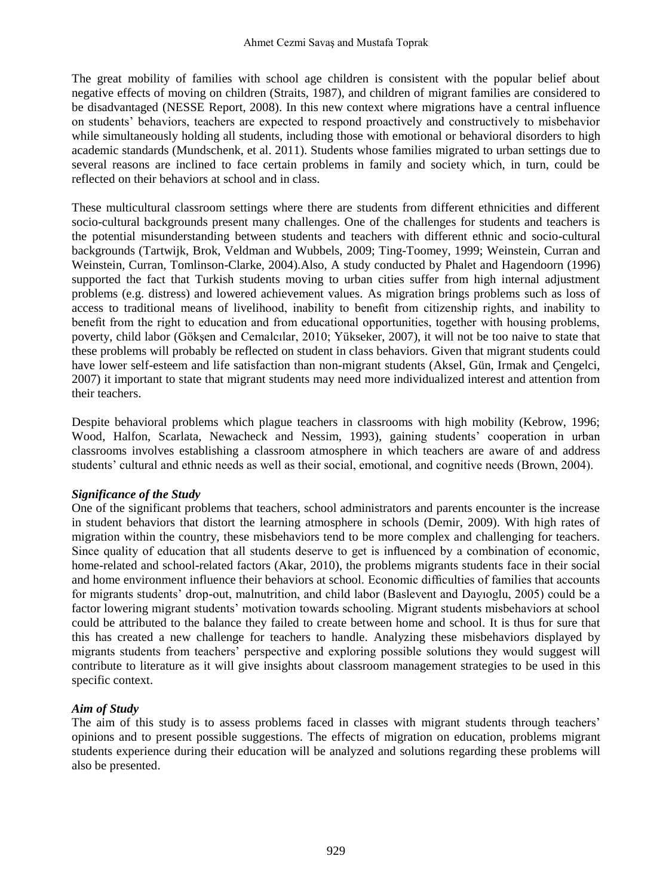The great mobility of families with school age children is consistent with the popular belief about negative effects of moving on children (Straits, 1987), and children of migrant families are considered to be disadvantaged (NESSE Report, 2008). In this new context where migrations have a central influence on students' behaviors, teachers are expected to respond proactively and constructively to misbehavior while simultaneously holding all students, including those with emotional or behavioral disorders to high academic standards (Mundschenk, et al. 2011). Students whose families migrated to urban settings due to several reasons are inclined to face certain problems in family and society which, in turn, could be reflected on their behaviors at school and in class.

These multicultural classroom settings where there are students from different ethnicities and different socio-cultural backgrounds present many challenges. One of the challenges for students and teachers is the potential misunderstanding between students and teachers with different ethnic and socio-cultural backgrounds (Tartwijk, Brok, Veldman and Wubbels, 2009; Ting-Toomey, 1999; Weinstein, Curran and Weinstein, Curran, Tomlinson-Clarke, 2004).Also, A study conducted by Phalet and Hagendoorn (1996) supported the fact that Turkish students moving to urban cities suffer from high internal adjustment problems (e.g. distress) and lowered achievement values. As migration brings problems such as loss of access to traditional means of livelihood, inability to benefit from citizenship rights, and inability to benefit from the right to education and from educational opportunities, together with housing problems, poverty, child labor (Gökşen and Cemalcılar, 2010; Yükseker, 2007), it will not be too naive to state that these problems will probably be reflected on student in class behaviors. Given that migrant students could have lower self-esteem and life satisfaction than non-migrant students (Aksel, Gün, Irmak and Çengelci, 2007) it important to state that migrant students may need more individualized interest and attention from their teachers.

Despite behavioral problems which plague teachers in classrooms with high mobility (Kebrow, 1996; Wood, Halfon, Scarlata, Newacheck and Nessim, 1993), gaining students' cooperation in urban classrooms involves establishing a classroom atmosphere in which teachers are aware of and address students' cultural and ethnic needs as well as their social, emotional, and cognitive needs (Brown, 2004).

### *Significance of the Study*

One of the significant problems that teachers, school administrators and parents encounter is the increase in student behaviors that distort the learning atmosphere in schools (Demir, 2009). With high rates of migration within the country, these misbehaviors tend to be more complex and challenging for teachers. Since quality of education that all students deserve to get is influenced by a combination of economic, home-related and school-related factors (Akar, 2010), the problems migrants students face in their social and home environment influence their behaviors at school. Economic difficulties of families that accounts for migrants students' drop-out, malnutrition, and child labor (Baslevent and Dayıoglu, 2005) could be a factor lowering migrant students' motivation towards schooling. Migrant students misbehaviors at school could be attributed to the balance they failed to create between home and school. It is thus for sure that this has created a new challenge for teachers to handle. Analyzing these misbehaviors displayed by migrants students from teachers' perspective and exploring possible solutions they would suggest will contribute to literature as it will give insights about classroom management strategies to be used in this specific context.

### *Aim of Study*

The aim of this study is to assess problems faced in classes with migrant students through teachers' opinions and to present possible suggestions. The effects of migration on education, problems migrant students experience during their education will be analyzed and solutions regarding these problems will also be presented.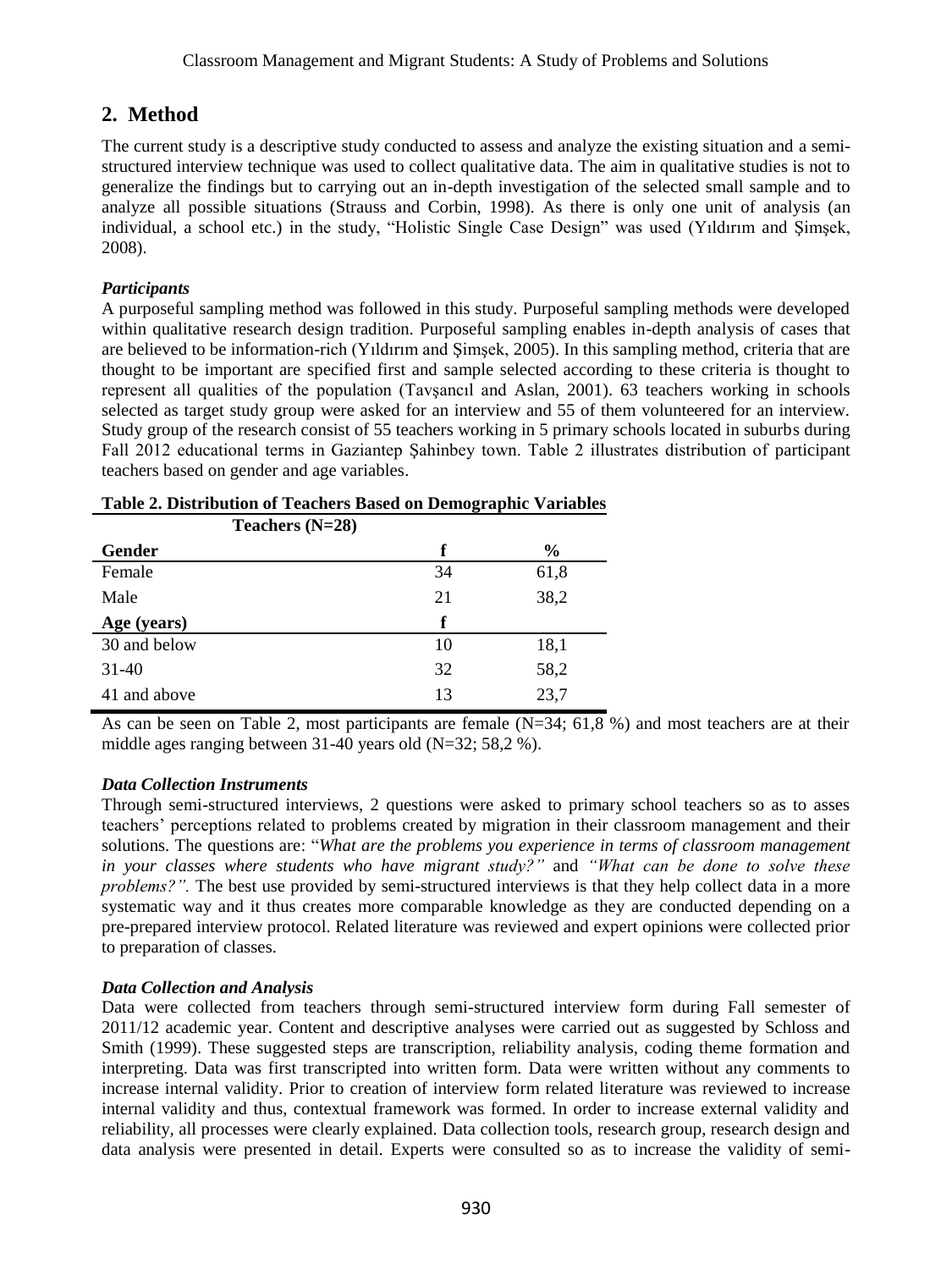## 2. Method

The current study is a descriptive study conducted to assess and analyze the existing situation and a semi-structured interview technique was used to collect qualitative data. The aim in qualitative studies is not to generalize the findings but to carrying out an in-depth investigation of the selected small sample and to analyze all possible situations (Strauss and Corbin, 1998). As there is only one unit of analysis (an individual, a school etc.) in the study, "Holistic Single Case Design" was used (Yıldırım and Şimşek, 2008).

### *Participants*

A purposeful sampling method was followed in this study. Purposeful sampling methods were developed within qualitative research design tradition. Purposeful sampling enables in-depth analysis of cases that are believed to be information-rich (Yıldırım and Şimşek, 2005). In this sampling method, criteria that are thought to be important are specified first and sample selected according to these criteria is thought to represent all qualities of the population (Tavşancıl and Aslan, 2001). 63 teachers working in schools selected as target study group were asked for an interview and 55 of them volunteered for an interview. Study group of the research consist of 55 teachers working in 5 primary schools located in suburbs during Fall 2012 educational terms in Gaziantep Şahinbey town. Table 2 illustrates distribution of participant teachers based on gender and age variables.

**Table 2. Distribution of Teachers Based on Demographic Variables**

| Teachers (N=28) | | |
|---|---|---|
| **Gender** | **f** | **%** |
| Female | 34 | 61,8 |
| Male | 21 | 38,2 |
| **Age (years)** | **f** | |
| 30 and below | 10 | 18,1 |
| 31-40 | 32 | 58,2 |
| 41 and above | 13 | 23,7 |

As can be seen on Table 2, most participants are female (N=34; 61,8 %) and most teachers are at their middle ages ranging between 31-40 years old (N=32; 58,2 %).

### *Data Collection Instruments*

Through semi-structured interviews, 2 questions were asked to primary school teachers so as to asses teachers' perceptions related to problems created by migration in their classroom management and their solutions. The questions are: "*What are the problems you experience in terms of classroom management in your classes where students who have migrant study?*" and *"What can be done to solve these problems?".* The best use provided by semi-structured interviews is that they help collect data in a more systematic way and it thus creates more comparable knowledge as they are conducted depending on a pre-prepared interview protocol. Related literature was reviewed and expert opinions were collected prior to preparation of classes.

### *Data Collection and Analysis*

Data were collected from teachers through semi-structured interview form during Fall semester of 2011/12 academic year. Content and descriptive analyses were carried out as suggested by Schloss and Smith (1999). These suggested steps are transcription, reliability analysis, coding theme formation and interpreting. Data was first transcripted into written form. Data were written without any comments to increase internal validity. Prior to creation of interview form related literature was reviewed to increase internal validity and thus, contextual framework was formed. In order to increase external validity and reliability, all processes were clearly explained. Data collection tools, research group, research design and data analysis were presented in detail. Experts were consulted so as to increase the validity of semi-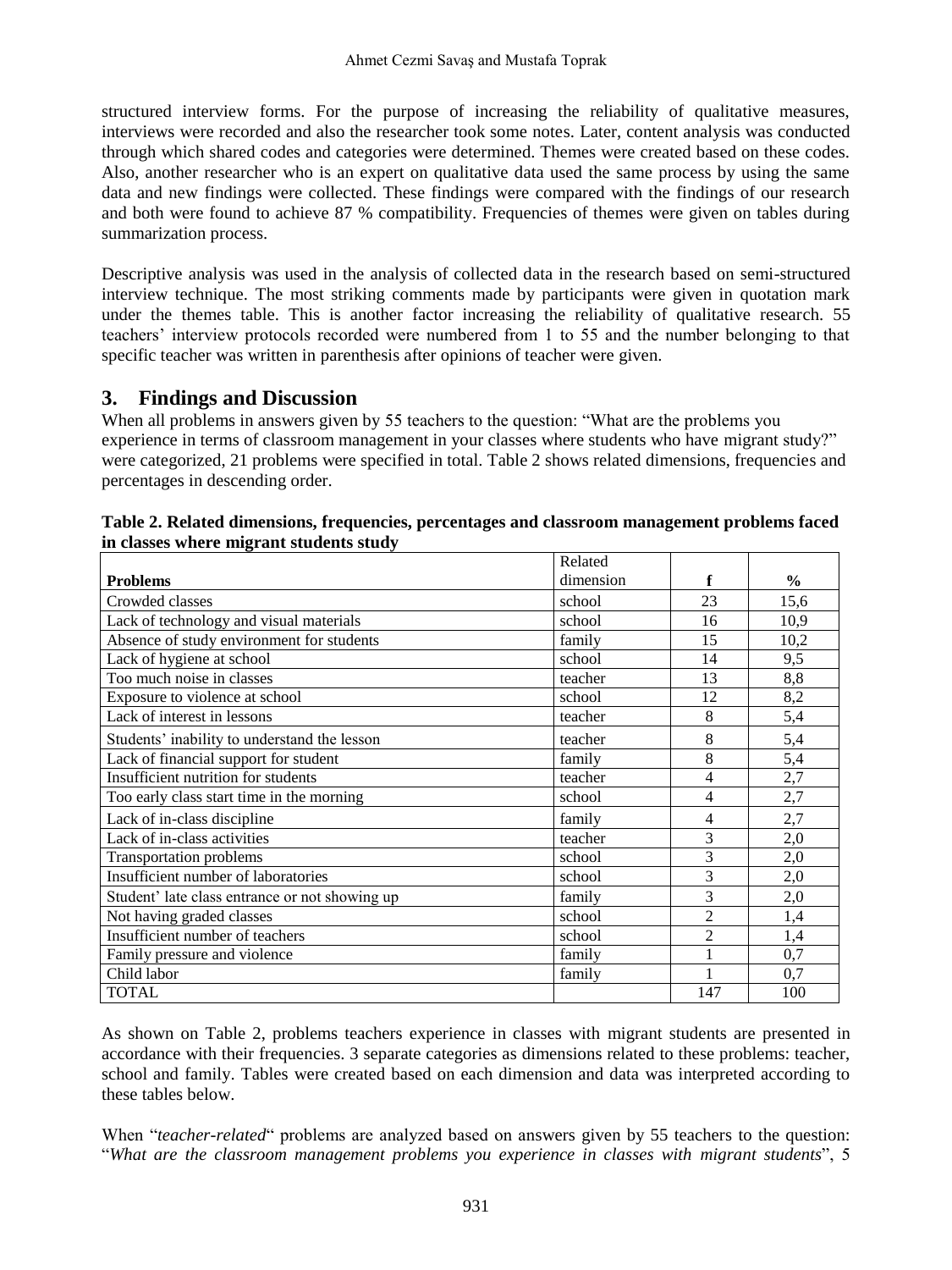structured interview forms. For the purpose of increasing the reliability of qualitative measures, interviews were recorded and also the researcher took some notes. Later, content analysis was conducted through which shared codes and categories were determined. Themes were created based on these codes. Also, another researcher who is an expert on qualitative data used the same process by using the same data and new findings were collected. These findings were compared with the findings of our research and both were found to achieve 87 % compatibility. Frequencies of themes were given on tables during summarization process.

Descriptive analysis was used in the analysis of collected data in the research based on semi-structured interview technique. The most striking comments made by participants were given in quotation mark under the themes table. This is another factor increasing the reliability of qualitative research. 55 teachers' interview protocols recorded were numbered from 1 to 55 and the number belonging to that specific teacher was written in parenthesis after opinions of teacher were given.

## 3. Findings and Discussion

When all problems in answers given by 55 teachers to the question: "What are the problems you experience in terms of classroom management in your classes where students who have migrant study?" were categorized, 21 problems were specified in total. Table 2 shows related dimensions, frequencies and percentages in descending order.

**Table 2. Related dimensions, frequencies, percentages and classroom management problems faced in classes where migrant students study**

| **Problems** | Related dimension | **f** | **%** |
|---|---|---|---|
| Crowded classes | school | 23 | 15,6 |
| Lack of technology and visual materials | school | 16 | 10,9 |
| Absence of study environment for students | family | 15 | 10,2 |
| Lack of hygiene at school | school | 14 | 9,5 |
| Too much noise in classes | teacher | 13 | 8,8 |
| Exposure to violence at school | school | 12 | 8,2 |
| Lack of interest in lessons | teacher | 8 | 5,4 |
| Students' inability to understand the lesson | teacher | 8 | 5,4 |
| Lack of financial support for student | family | 8 | 5,4 |
| Insufficient nutrition for students | teacher | 4 | 2,7 |
| Too early class start time in the morning | school | 4 | 2,7 |
| Lack of in-class discipline | family | 4 | 2,7 |
| Lack of in-class activities | teacher | 3 | 2,0 |
| Transportation problems | school | 3 | 2,0 |
| Insufficient number of laboratories | school | 3 | 2,0 |
| Student' late class entrance or not showing up | family | 3 | 2,0 |
| Not having graded classes | school | 2 | 1,4 |
| Insufficient number of teachers | school | 2 | 1,4 |
| Family pressure and violence | family | 1 | 0,7 |
| Child labor | family | 1 | 0,7 |
| TOTAL | | 147 | 100 |

As shown on Table 2, problems teachers experience in classes with migrant students are presented in accordance with their frequencies. 3 separate categories as dimensions related to these problems: teacher, school and family. Tables were created based on each dimension and data was interpreted according to these tables below.

When "*teacher-related*" problems are analyzed based on answers given by 55 teachers to the question: "*What are the classroom management problems you experience in classes with migrant students*", 5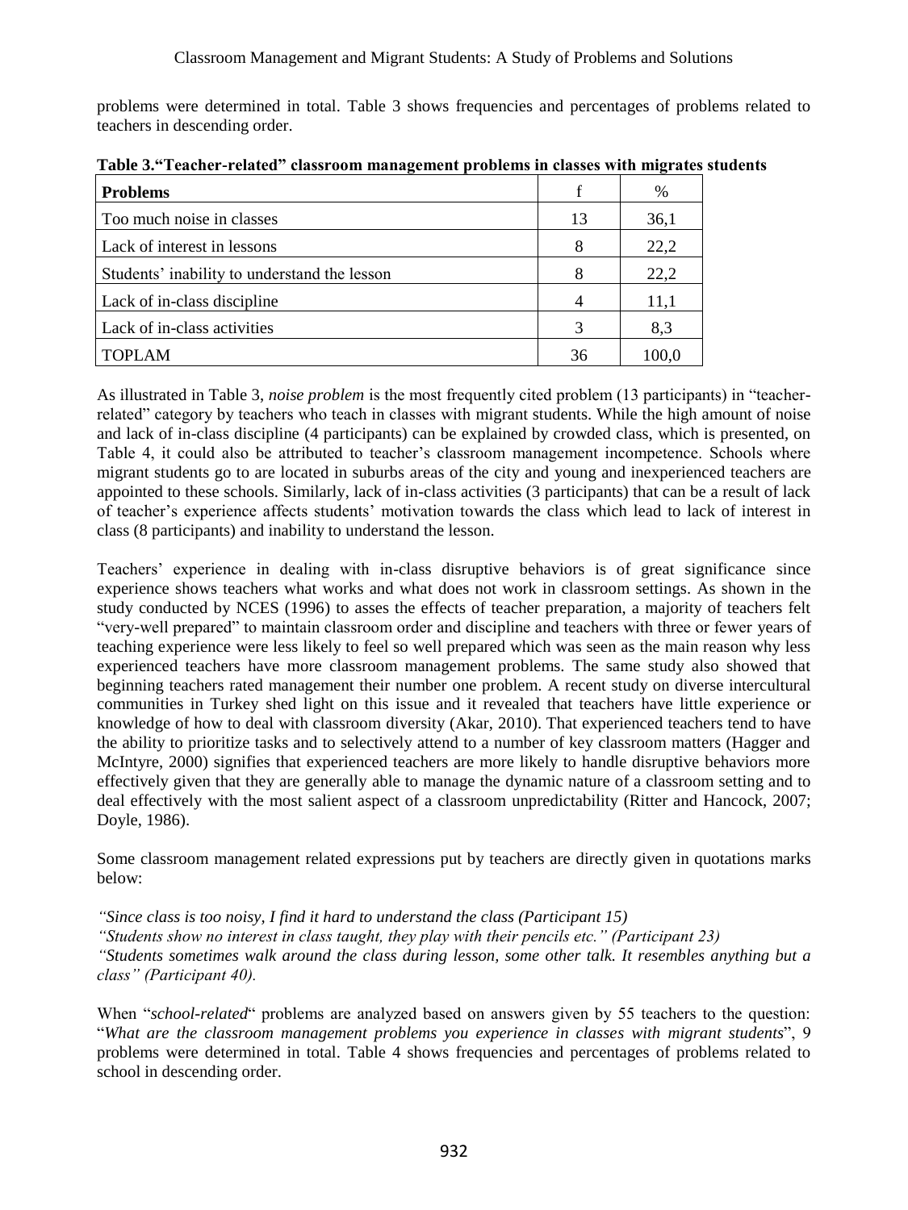problems were determined in total. Table 3 shows frequencies and percentages of problems related to teachers in descending order.

**Table 3.“Teacher-related” classroom management problems in classes with migrates students**

| Problems | f | % |
|---|---|---|
| Too much noise in classes | 13 | 36,1 |
| Lack of interest in lessons | 8 | 22,2 |
| Students’ inability to understand the lesson | 8 | 22,2 |
| Lack of in-class discipline | 4 | 11,1 |
| Lack of in-class activities | 3 | 8,3 |
| TOPLAM | 36 | 100,0 |

As illustrated in Table 3, *noise problem* is the most frequently cited problem (13 participants) in “teacher-related” category by teachers who teach in classes with migrant students. While the high amount of noise and lack of in-class discipline (4 participants) can be explained by crowded class, which is presented, on Table 4, it could also be attributed to teacher’s classroom management incompetence. Schools where migrant students go to are located in suburbs areas of the city and young and inexperienced teachers are appointed to these schools. Similarly, lack of in-class activities (3 participants) that can be a result of lack of teacher’s experience affects students’ motivation towards the class which lead to lack of interest in class (8 participants) and inability to understand the lesson.

Teachers’ experience in dealing with in-class disruptive behaviors is of great significance since experience shows teachers what works and what does not work in classroom settings. As shown in the study conducted by NCES (1996) to asses the effects of teacher preparation, a majority of teachers felt “very-well prepared” to maintain classroom order and discipline and teachers with three or fewer years of teaching experience were less likely to feel so well prepared which was seen as the main reason why less experienced teachers have more classroom management problems. The same study also showed that beginning teachers rated management their number one problem. A recent study on diverse intercultural communities in Turkey shed light on this issue and it revealed that teachers have little experience or knowledge of how to deal with classroom diversity (Akar, 2010). That experienced teachers tend to have the ability to prioritize tasks and to selectively attend to a number of key classroom matters (Hagger and McIntyre, 2000) signifies that experienced teachers are more likely to handle disruptive behaviors more effectively given that they are generally able to manage the dynamic nature of a classroom setting and to deal effectively with the most salient aspect of a classroom unpredictability (Ritter and Hancock, 2007; Doyle, 1986).

Some classroom management related expressions put by teachers are directly given in quotations marks below:

*“Since class is too noisy, I find it hard to understand the class (Participant 15)*
*“Students show no interest in class taught, they play with their pencils etc.” (Participant 23)*
*“Students sometimes walk around the class during lesson, some other talk. It resembles anything but a class” (Participant 40).*

When “*school-related*“ problems are analyzed based on answers given by 55 teachers to the question: “*What are the classroom management problems you experience in classes with migrant students*”, 9 problems were determined in total. Table 4 shows frequencies and percentages of problems related to school in descending order.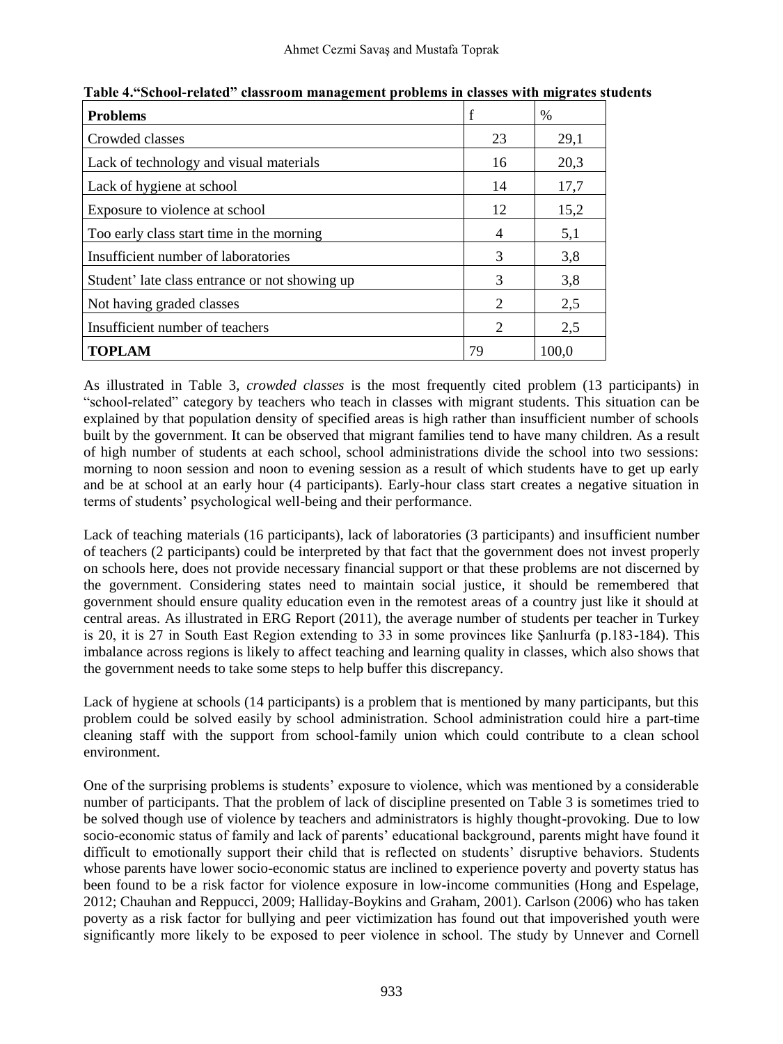**Table 4.“School-related” classroom management problems in classes with migrates students**

| Problems | f | % |
|---|---|---|
| Crowded classes | 23 | 29,1 |
| Lack of technology and visual materials | 16 | 20,3 |
| Lack of hygiene at school | 14 | 17,7 |
| Exposure to violence at school | 12 | 15,2 |
| Too early class start time in the morning | 4 | 5,1 |
| Insufficient number of laboratories | 3 | 3,8 |
| Student’ late class entrance or not showing up | 3 | 3,8 |
| Not having graded classes | 2 | 2,5 |
| Insufficient number of teachers | 2 | 2,5 |
| **TOPLAM** | 79 | 100,0 |

As illustrated in Table 3, *crowded classes* is the most frequently cited problem (13 participants) in “school-related” category by teachers who teach in classes with migrant students. This situation can be explained by that population density of specified areas is high rather than insufficient number of schools built by the government. It can be observed that migrant families tend to have many children. As a result of high number of students at each school, school administrations divide the school into two sessions: morning to noon session and noon to evening session as a result of which students have to get up early and be at school at an early hour (4 participants). Early-hour class start creates a negative situation in terms of students’ psychological well-being and their performance.

Lack of teaching materials (16 participants), lack of laboratories (3 participants) and insufficient number of teachers (2 participants) could be interpreted by that fact that the government does not invest properly on schools here, does not provide necessary financial support or that these problems are not discerned by the government. Considering states need to maintain social justice, it should be remembered that government should ensure quality education even in the remotest areas of a country just like it should at central areas. As illustrated in ERG Report (2011), the average number of students per teacher in Turkey is 20, it is 27 in South East Region extending to 33 in some provinces like Şanlıurfa (p.183-184). This imbalance across regions is likely to affect teaching and learning quality in classes, which also shows that the government needs to take some steps to help buffer this discrepancy.

Lack of hygiene at schools (14 participants) is a problem that is mentioned by many participants, but this problem could be solved easily by school administration. School administration could hire a part-time cleaning staff with the support from school-family union which could contribute to a clean school environment.

One of the surprising problems is students’ exposure to violence, which was mentioned by a considerable number of participants. That the problem of lack of discipline presented on Table 3 is sometimes tried to be solved though use of violence by teachers and administrators is highly thought-provoking. Due to low socio-economic status of family and lack of parents’ educational background, parents might have found it difficult to emotionally support their child that is reflected on students’ disruptive behaviors. Students whose parents have lower socio-economic status are inclined to experience poverty and poverty status has been found to be a risk factor for violence exposure in low-income communities (Hong and Espelage, 2012; Chauhan and Reppucci, 2009; Halliday-Boykins and Graham, 2001). Carlson (2006) who has taken poverty as a risk factor for bullying and peer victimization has found out that impoverished youth were significantly more likely to be exposed to peer violence in school. The study by Unnever and Cornell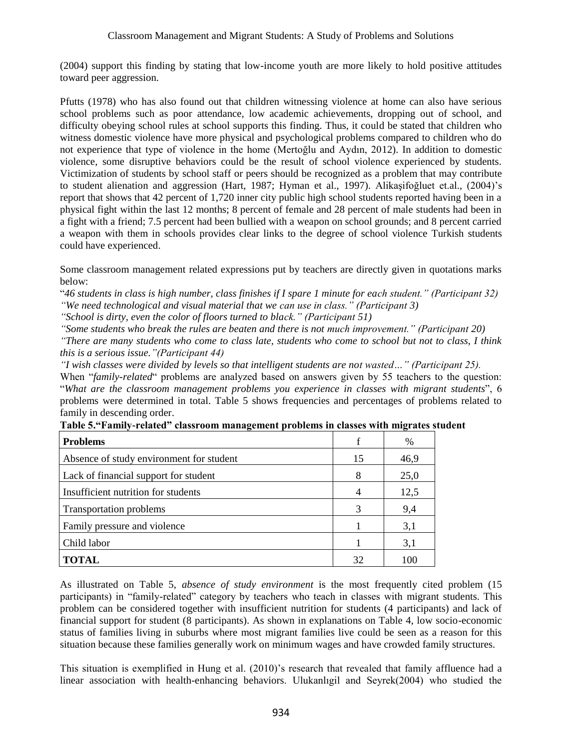(2004) support this finding by stating that low-income youth are more likely to hold positive attitudes toward peer aggression.

Pfutts (1978) who has also found out that children witnessing violence at home can also have serious school problems such as poor attendance, low academic achievements, dropping out of school, and difficulty obeying school rules at school supports this finding. Thus, it could be stated that children who witness domestic violence have more physical and psychological problems compared to children who do not experience that type of violence in the home (Mertoğlu and Aydın, 2012). In addition to domestic violence, some disruptive behaviors could be the result of school violence experienced by students. Victimization of students by school staff or peers should be recognized as a problem that may contribute to student alienation and aggression (Hart, 1987; Hyman et al., 1997). Alikaşifoğluet et.al., (2004)'s report that shows that 42 percent of 1,720 inner city public high school students reported having been in a physical fight within the last 12 months; 8 percent of female and 28 percent of male students had been in a fight with a friend; 7.5 percent had been bullied with a weapon on school grounds; and 8 percent carried a weapon with them in schools provides clear links to the degree of school violence Turkish students could have experienced.

Some classroom management related expressions put by teachers are directly given in quotations marks below:
"*46 students in class is high number, class finishes if I spare 1 minute for each student." (Participant 32)*
*"We need technological and visual material that we can use in class." (Participant 3)*
*"School is dirty, even the color of floors turned to black." (Participant 51)*
*"Some students who break the rules are beaten and there is not much improvement." (Participant 20)*
*"There are many students who come to class late, students who come to school but not to class, I think this is a serious issue."(Participant 44)*
*"I wish classes were divided by levels so that intelligent students are not wasted…" (Participant 25).*
When "*family-related*" problems are analyzed based on answers given by 55 teachers to the question: "*What are the classroom management problems you experience in classes with migrant students*", 6 problems were determined in total. Table 5 shows frequencies and percentages of problems related to family in descending order.

**Table 5."Family-related" classroom management problems in classes with migrates student**

| **Problems** | f | % |
|---|---|---|
| Absence of study environment for student | 15 | 46,9 |
| Lack of financial support for student | 8 | 25,0 |
| Insufficient nutrition for students | 4 | 12,5 |
| Transportation problems | 3 | 9,4 |
| Family pressure and violence | 1 | 3,1 |
| Child labor | 1 | 3,1 |
| **TOTAL** | 32 | 100 |

As illustrated on Table 5, *absence of study environment* is the most frequently cited problem (15 participants) in "family-related" category by teachers who teach in classes with migrant students. This problem can be considered together with insufficient nutrition for students (4 participants) and lack of financial support for student (8 participants). As shown in explanations on Table 4, low socio-economic status of families living in suburbs where most migrant families live could be seen as a reason for this situation because these families generally work on minimum wages and have crowded family structures.

This situation is exemplified in Hung et al. (2010)'s research that revealed that family affluence had a linear association with health-enhancing behaviors. Ulukanlıgil and Seyrek(2004) who studied the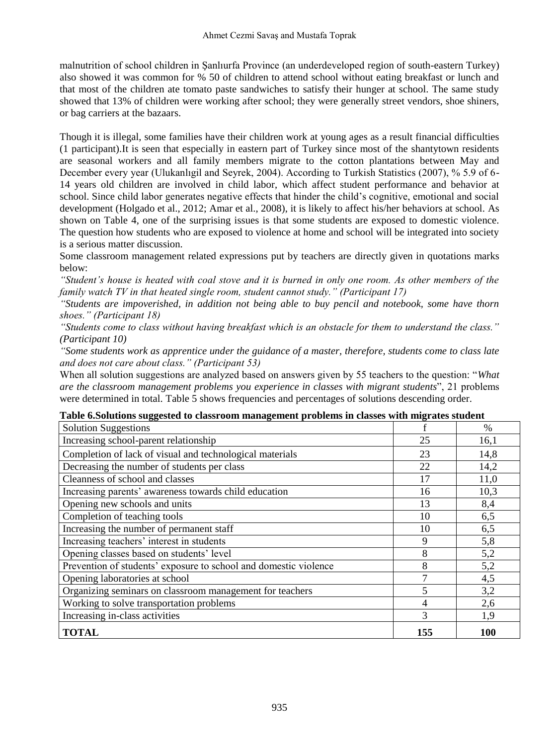malnutrition of school children in Şanlıurfa Province (an underdeveloped region of south-eastern Turkey) also showed it was common for % 50 of children to attend school without eating breakfast or lunch and that most of the children ate tomato paste sandwiches to satisfy their hunger at school. The same study showed that 13% of children were working after school; they were generally street vendors, shoe shiners, or bag carriers at the bazaars.

Though it is illegal, some families have their children work at young ages as a result financial difficulties (1 participant).It is seen that especially in eastern part of Turkey since most of the shantytown residents are seasonal workers and all family members migrate to the cotton plantations between May and December every year (Ulukanlıgil and Seyrek, 2004). According to Turkish Statistics (2007), % 5.9 of 6-14 years old children are involved in child labor, which affect student performance and behavior at school. Since child labor generates negative effects that hinder the child's cognitive, emotional and social development (Holgado et al., 2012; Amar et al., 2008), it is likely to affect his/her behaviors at school. As shown on Table 4, one of the surprising issues is that some students are exposed to domestic violence. The question how students who are exposed to violence at home and school will be integrated into society is a serious matter discussion.

Some classroom management related expressions put by teachers are directly given in quotations marks below:

*"Student's house is heated with coal stove and it is burned in only one room. As other members of the family watch TV in that heated single room, student cannot study." (Participant 17)*

*"Students are impoverished, in addition not being able to buy pencil and notebook, some have thorn shoes." (Participant 18)*

*"Students come to class without having breakfast which is an obstacle for them to understand the class." (Participant 10)*

*"Some students work as apprentice under the guidance of a master, therefore, students come to class late and does not care about class." (Participant 53)*

When all solution suggestions are analyzed based on answers given by 55 teachers to the question: "*What are the classroom management problems you experience in classes with migrant students*", 21 problems were determined in total. Table 5 shows frequencies and percentages of solutions descending order.

**Table 6.Solutions suggested to classroom management problems in classes with migrates student**

| Solution Suggestions | f | % |
|---|---|---|
| Increasing school-parent relationship | 25 | 16,1 |
| Completion of lack of visual and technological materials | 23 | 14,8 |
| Decreasing the number of students per class | 22 | 14,2 |
| Cleanness of school and classes | 17 | 11,0 |
| Increasing parents' awareness towards child education | 16 | 10,3 |
| Opening new schools and units | 13 | 8,4 |
| Completion of teaching tools | 10 | 6,5 |
| Increasing the number of permanent staff | 10 | 6,5 |
| Increasing teachers' interest in students | 9 | 5,8 |
| Opening classes based on students' level | 8 | 5,2 |
| Prevention of students' exposure to school and domestic violence | 8 | 5,2 |
| Opening laboratories at school | 7 | 4,5 |
| Organizing seminars on classroom management for teachers | 5 | 3,2 |
| Working to solve transportation problems | 4 | 2,6 |
| Increasing in-class activities | 3 | 1,9 |
| **TOTAL** | **155** | **100** |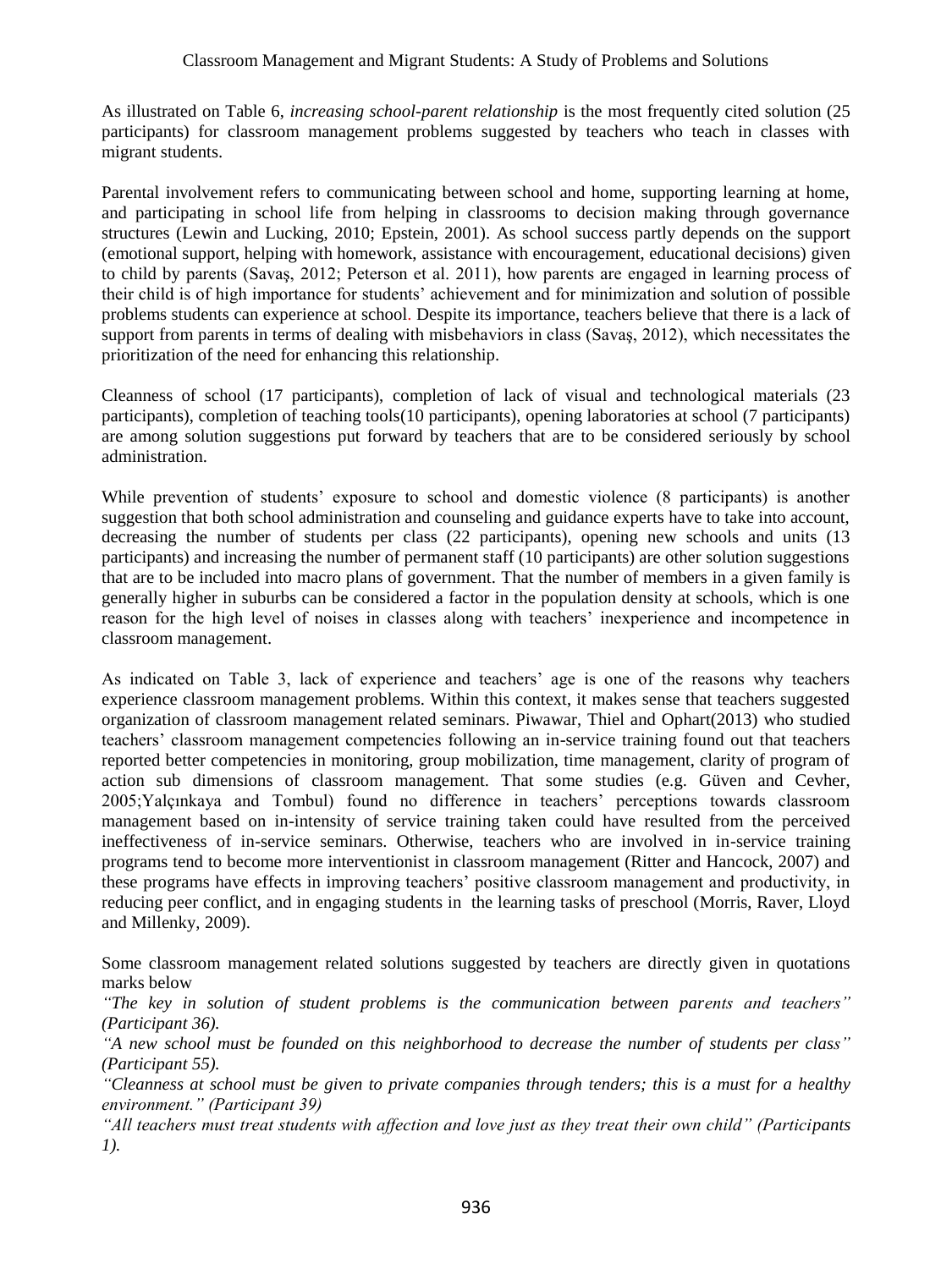As illustrated on Table 6, *increasing school-parent relationship* is the most frequently cited solution (25 participants) for classroom management problems suggested by teachers who teach in classes with migrant students.

Parental involvement refers to communicating between school and home, supporting learning at home, and participating in school life from helping in classrooms to decision making through governance structures (Lewin and Lucking, 2010; Epstein, 2001). As school success partly depends on the support (emotional support, helping with homework, assistance with encouragement, educational decisions) given to child by parents (Savaş, 2012; Peterson et al. 2011), how parents are engaged in learning process of their child is of high importance for students' achievement and for minimization and solution of possible problems students can experience at school. Despite its importance, teachers believe that there is a lack of support from parents in terms of dealing with misbehaviors in class (Savaş, 2012), which necessitates the prioritization of the need for enhancing this relationship.

Cleanness of school (17 participants), completion of lack of visual and technological materials (23 participants), completion of teaching tools(10 participants), opening laboratories at school (7 participants) are among solution suggestions put forward by teachers that are to be considered seriously by school administration.

While prevention of students' exposure to school and domestic violence (8 participants) is another suggestion that both school administration and counseling and guidance experts have to take into account, decreasing the number of students per class (22 participants), opening new schools and units (13 participants) and increasing the number of permanent staff (10 participants) are other solution suggestions that are to be included into macro plans of government. That the number of members in a given family is generally higher in suburbs can be considered a factor in the population density at schools, which is one reason for the high level of noises in classes along with teachers' inexperience and incompetence in classroom management.

As indicated on Table 3, lack of experience and teachers' age is one of the reasons why teachers experience classroom management problems. Within this context, it makes sense that teachers suggested organization of classroom management related seminars. Piwawar, Thiel and Ophart(2013) who studied teachers' classroom management competencies following an in-service training found out that teachers reported better competencies in monitoring, group mobilization, time management, clarity of program of action sub dimensions of classroom management. That some studies (e.g. Güven and Cevher, 2005;Yalçınkaya and Tombul) found no difference in teachers' perceptions towards classroom management based on in-intensity of service training taken could have resulted from the perceived ineffectiveness of in-service seminars. Otherwise, teachers who are involved in in-service training programs tend to become more interventionist in classroom management (Ritter and Hancock, 2007) and these programs have effects in improving teachers' positive classroom management and productivity, in reducing peer conflict, and in engaging students in the learning tasks of preschool (Morris, Raver, Lloyd and Millenky, 2009).

Some classroom management related solutions suggested by teachers are directly given in quotations marks below

*"The key in solution of student problems is the communication between parents and teachers" (Participant 36).*

*"A new school must be founded on this neighborhood to decrease the number of students per class" (Participant 55).*

*"Cleanness at school must be given to private companies through tenders; this is a must for a healthy environment." (Participant 39)*

*"All teachers must treat students with affection and love just as they treat their own child" (Participants 1).*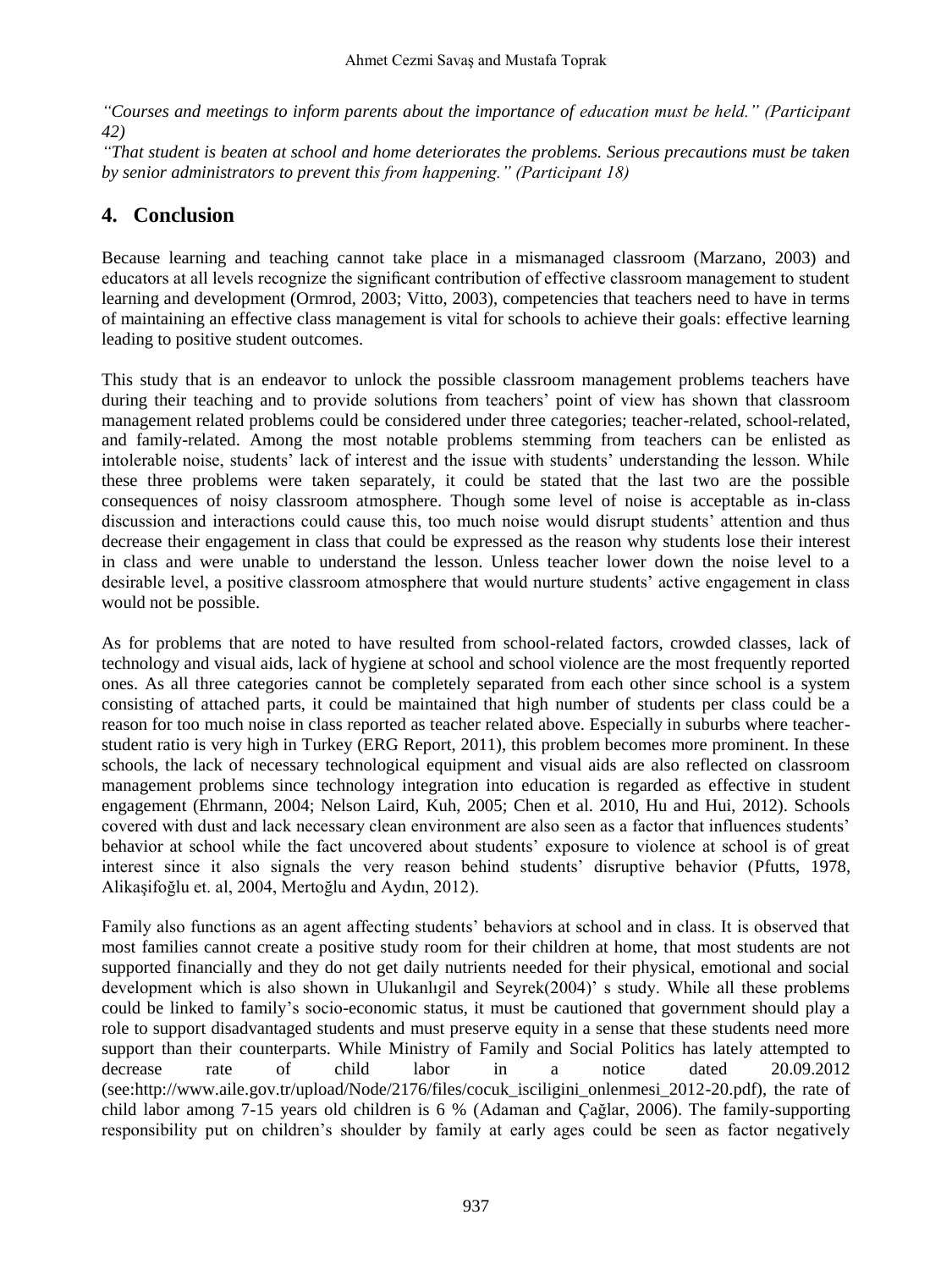*"Courses and meetings to inform parents about the importance of education must be held." (Participant 42)*

*"That student is beaten at school and home deteriorates the problems. Serious precautions must be taken by senior administrators to prevent this from happening." (Participant 18)*

## 4. Conclusion

Because learning and teaching cannot take place in a mismanaged classroom (Marzano, 2003) and educators at all levels recognize the significant contribution of effective classroom management to student learning and development (Ormrod, 2003; Vitto, 2003), competencies that teachers need to have in terms of maintaining an effective class management is vital for schools to achieve their goals: effective learning leading to positive student outcomes.

This study that is an endeavor to unlock the possible classroom management problems teachers have during their teaching and to provide solutions from teachers' point of view has shown that classroom management related problems could be considered under three categories; teacher-related, school-related, and family-related. Among the most notable problems stemming from teachers can be enlisted as intolerable noise, students' lack of interest and the issue with students' understanding the lesson. While these three problems were taken separately, it could be stated that the last two are the possible consequences of noisy classroom atmosphere. Though some level of noise is acceptable as in-class discussion and interactions could cause this, too much noise would disrupt students' attention and thus decrease their engagement in class that could be expressed as the reason why students lose their interest in class and were unable to understand the lesson. Unless teacher lower down the noise level to a desirable level, a positive classroom atmosphere that would nurture students' active engagement in class would not be possible.

As for problems that are noted to have resulted from school-related factors, crowded classes, lack of technology and visual aids, lack of hygiene at school and school violence are the most frequently reported ones. As all three categories cannot be completely separated from each other since school is a system consisting of attached parts, it could be maintained that high number of students per class could be a reason for too much noise in class reported as teacher related above. Especially in suburbs where teacher-student ratio is very high in Turkey (ERG Report, 2011), this problem becomes more prominent. In these schools, the lack of necessary technological equipment and visual aids are also reflected on classroom management problems since technology integration into education is regarded as effective in student engagement (Ehrmann, 2004; Nelson Laird, Kuh, 2005; Chen et al. 2010, Hu and Hui, 2012). Schools covered with dust and lack necessary clean environment are also seen as a factor that influences students' behavior at school while the fact uncovered about students' exposure to violence at school is of great interest since it also signals the very reason behind students' disruptive behavior (Pfutts, 1978, Alikaşifoğlu et. al, 2004, Mertoğlu and Aydın, 2012).

Family also functions as an agent affecting students' behaviors at school and in class. It is observed that most families cannot create a positive study room for their children at home, that most students are not supported financially and they do not get daily nutrients needed for their physical, emotional and social development which is also shown in Ulukanlıgil and Seyrek(2004)' s study. While all these problems could be linked to family's socio-economic status, it must be cautioned that government should play a role to support disadvantaged students and must preserve equity in a sense that these students need more support than their counterparts. While Ministry of Family and Social Politics has lately attempted to decrease rate of child labor in a notice dated 20.09.2012 (see:http://www.aile.gov.tr/upload/Node/2176/files/cocuk_isciligini_onlenmesi_2012-20.pdf), the rate of child labor among 7-15 years old children is 6 % (Adaman and Çağlar, 2006). The family-supporting responsibility put on children's shoulder by family at early ages could be seen as factor negatively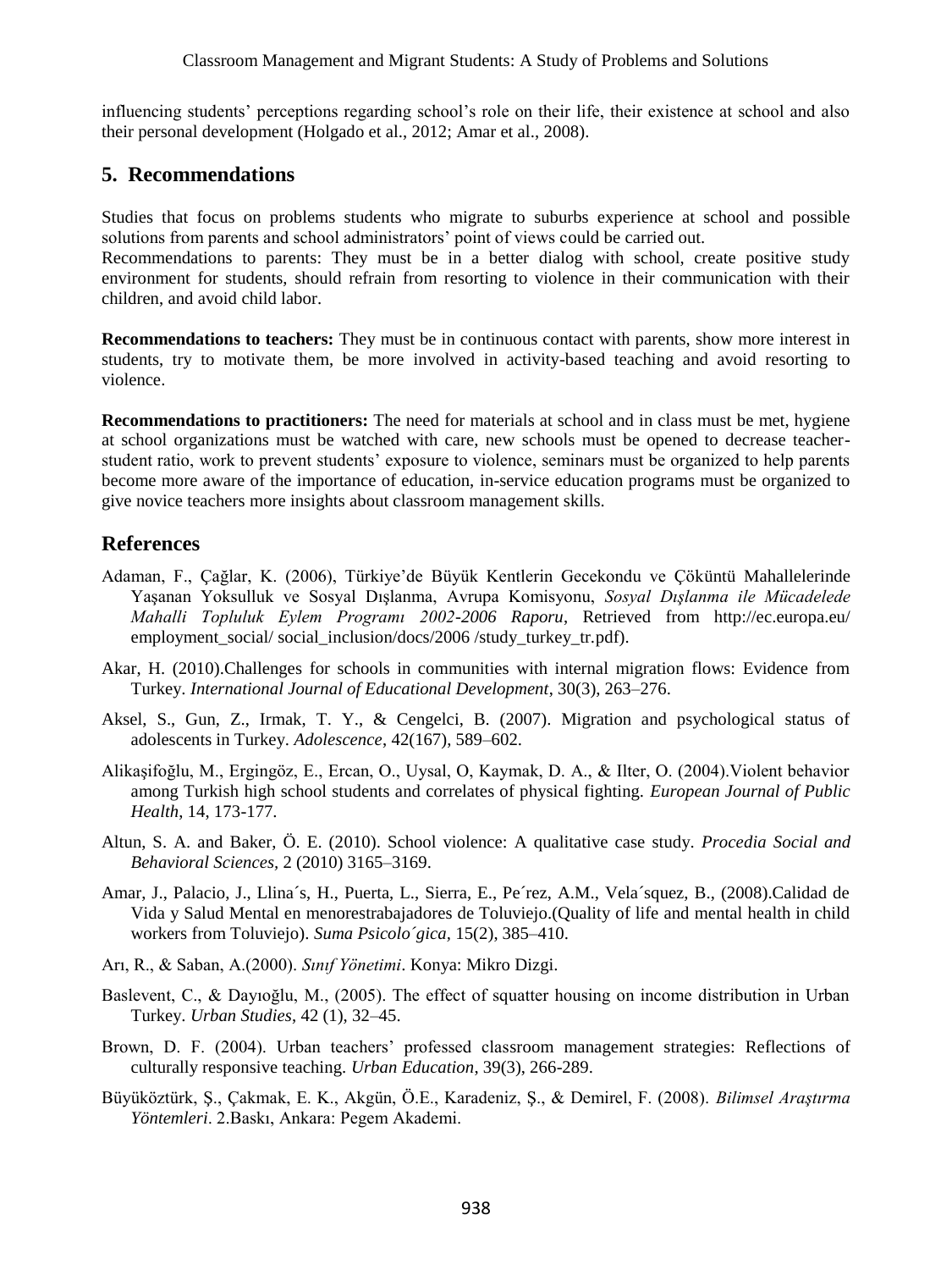influencing students' perceptions regarding school's role on their life, their existence at school and also their personal development (Holgado et al., 2012; Amar et al., 2008).

## 5. Recommendations

Studies that focus on problems students who migrate to suburbs experience at school and possible solutions from parents and school administrators' point of views could be carried out.
Recommendations to parents: They must be in a better dialog with school, create positive study environment for students, should refrain from resorting to violence in their communication with their children, and avoid child labor.

**Recommendations to teachers:** They must be in continuous contact with parents, show more interest in students, try to motivate them, be more involved in activity-based teaching and avoid resorting to violence.

**Recommendations to practitioners:** The need for materials at school and in class must be met, hygiene at school organizations must be watched with care, new schools must be opened to decrease teacher-student ratio, work to prevent students' exposure to violence, seminars must be organized to help parents become more aware of the importance of education, in-service education programs must be organized to give novice teachers more insights about classroom management skills.

## References

Adaman, F., Çağlar, K. (2006), Türkiye'de Büyük Kentlerin Gecekondu ve Çöküntü Mahallelerinde Yaşanan Yoksulluk ve Sosyal Dışlanma, Avrupa Komisyonu, *Sosyal Dışlanma ile Mücadelede Mahalli Topluluk Eylem Programı 2002-2006 Raporu*, Retrieved from http://ec.europa.eu/ employment_social/ social_inclusion/docs/2006 /study_turkey_tr.pdf).

Akar, H. (2010).Challenges for schools in communities with internal migration flows: Evidence from Turkey. *International Journal of Educational Development*, 30(3), 263–276.

Aksel, S., Gun, Z., Irmak, T. Y., & Cengelci, B. (2007). Migration and psychological status of adolescents in Turkey. *Adolescence*, 42(167), 589–602.

Alikaşifoğlu, M., Ergingöz, E., Ercan, O., Uysal, O, Kaymak, D. A., & Ilter, O. (2004).Violent behavior among Turkish high school students and correlates of physical fighting. *European Journal of Public Health*, 14, 173-177.

Altun, S. A. and Baker, Ö. E. (2010). School violence: A qualitative case study. *Procedia Social and Behavioral Sciences*, 2 (2010) 3165–3169.

Amar, J., Palacio, J., Llina´s, H., Puerta, L., Sierra, E., Pe´rez, A.M., Vela´squez, B., (2008).Calidad de Vida y Salud Mental en menorestrabajadores de Toluviejo.(Quality of life and mental health in child workers from Toluviejo). *Suma Psicolo´gica*, 15(2), 385–410.

Arı, R., & Saban, A.(2000). *Sınıf Yönetimi*. Konya: Mikro Dizgi.

Baslevent, C., & Dayıoğlu, M., (2005). The effect of squatter housing on income distribution in Urban Turkey. *Urban Studies*, 42 (1), 32–45.

Brown, D. F. (2004). Urban teachers' professed classroom management strategies: Reflections of culturally responsive teaching. *Urban Education*, 39(3), 266-289.

Büyüköztürk, Ş., Çakmak, E. K., Akgün, Ö.E., Karadeniz, Ş., & Demirel, F. (2008). *Bilimsel Araştırma Yöntemleri*. 2.Baskı, Ankara: Pegem Akademi.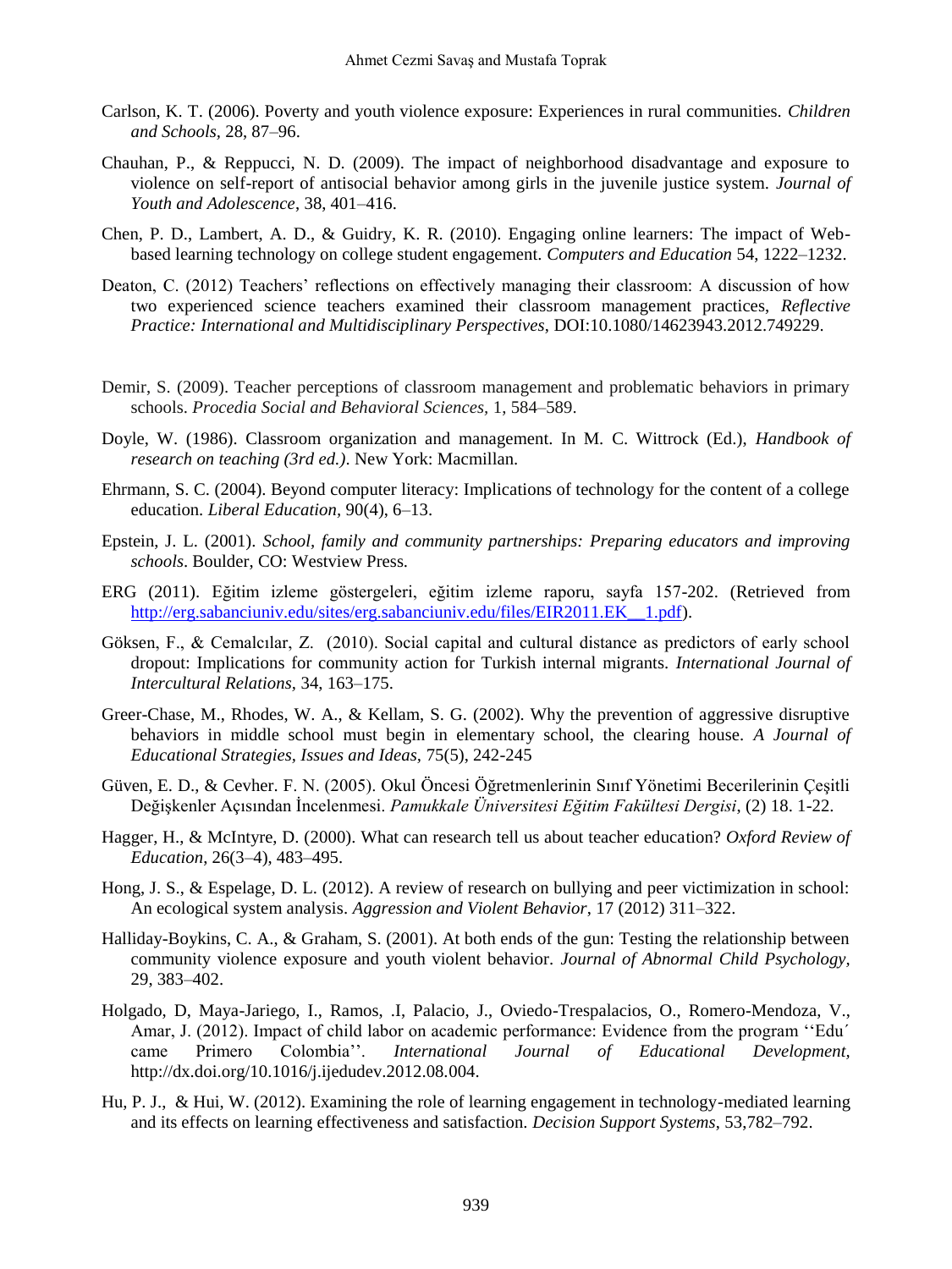Carlson, K. T. (2006). Poverty and youth violence exposure: Experiences in rural communities. *Children and Schools,* 28, 87–96.

Chauhan, P., & Reppucci, N. D. (2009). The impact of neighborhood disadvantage and exposure to violence on self-report of antisocial behavior among girls in the juvenile justice system. *Journal of Youth and Adolescence*, 38, 401–416.

Chen, P. D., Lambert, A. D., & Guidry, K. R. (2010). Engaging online learners: The impact of Web-based learning technology on college student engagement. *Computers and Education* 54, 1222–1232.

Deaton, C. (2012) Teachers' reflections on effectively managing their classroom: A discussion of how two experienced science teachers examined their classroom management practices, *Reflective Practice: International and Multidisciplinary Perspectives*, DOI:10.1080/14623943.2012.749229.

Demir, S. (2009). Teacher perceptions of classroom management and problematic behaviors in primary schools. *Procedia Social and Behavioral Sciences,* 1, 584–589.

Doyle, W. (1986). Classroom organization and management. In M. C. Wittrock (Ed.), *Handbook of research on teaching (3rd ed.)*. New York: Macmillan.

Ehrmann, S. C. (2004). Beyond computer literacy: Implications of technology for the content of a college education. *Liberal Education*, 90(4), 6–13.

Epstein, J. L. (2001). *School, family and community partnerships: Preparing educators and improving schools*. Boulder, CO: Westview Press.

ERG (2011). Eğitim izleme göstergeleri, eğitim izleme raporu, sayfa 157-202. (Retrieved from http://erg.sabanciuniv.edu/sites/erg.sabanciuniv.edu/files/EIR2011.EK__1.pdf).

Göksen, F., & Cemalcılar, Z. (2010). Social capital and cultural distance as predictors of early school dropout: Implications for community action for Turkish internal migrants. *International Journal of Intercultural Relations,* 34, 163–175.

Greer-Chase, M., Rhodes, W. A., & Kellam, S. G. (2002). Why the prevention of aggressive disruptive behaviors in middle school must begin in elementary school, the clearing house. *A Journal of Educational Strategies, Issues and Ideas,* 75(5), 242-245

Güven, E. D., & Cevher. F. N. (2005). Okul Öncesi Öğretmenlerinin Sınıf Yönetimi Becerilerinin Çeşitli Değişkenler Açısından İncelenmesi. *Pamukkale Üniversitesi Eğitim Fakültesi Dergisi*, (2) 18. 1-22.

Hagger, H., & McIntyre, D. (2000). What can research tell us about teacher education? *Oxford Review of Education,* 26(3–4), 483–495.

Hong, J. S., & Espelage, D. L. (2012). A review of research on bullying and peer victimization in school: An ecological system analysis. *Aggression and Violent Behavior*, 17 (2012) 311–322.

Halliday-Boykins, C. A., & Graham, S. (2001). At both ends of the gun: Testing the relationship between community violence exposure and youth violent behavior. *Journal of Abnormal Child Psychology*, 29, 383–402.

Holgado, D, Maya-Jariego, I., Ramos, .I, Palacio, J., Oviedo-Trespalacios, O., Romero-Mendoza, V., Amar, J. (2012). Impact of child labor on academic performance: Evidence from the program ''Edu´ came Primero Colombia''. *International Journal of Educational Development,* http://dx.doi.org/10.1016/j.ijedudev.2012.08.004.

Hu, P. J., & Hui, W. (2012). Examining the role of learning engagement in technology-mediated learning and its effects on learning effectiveness and satisfaction. *Decision Support Systems*, 53,782–792.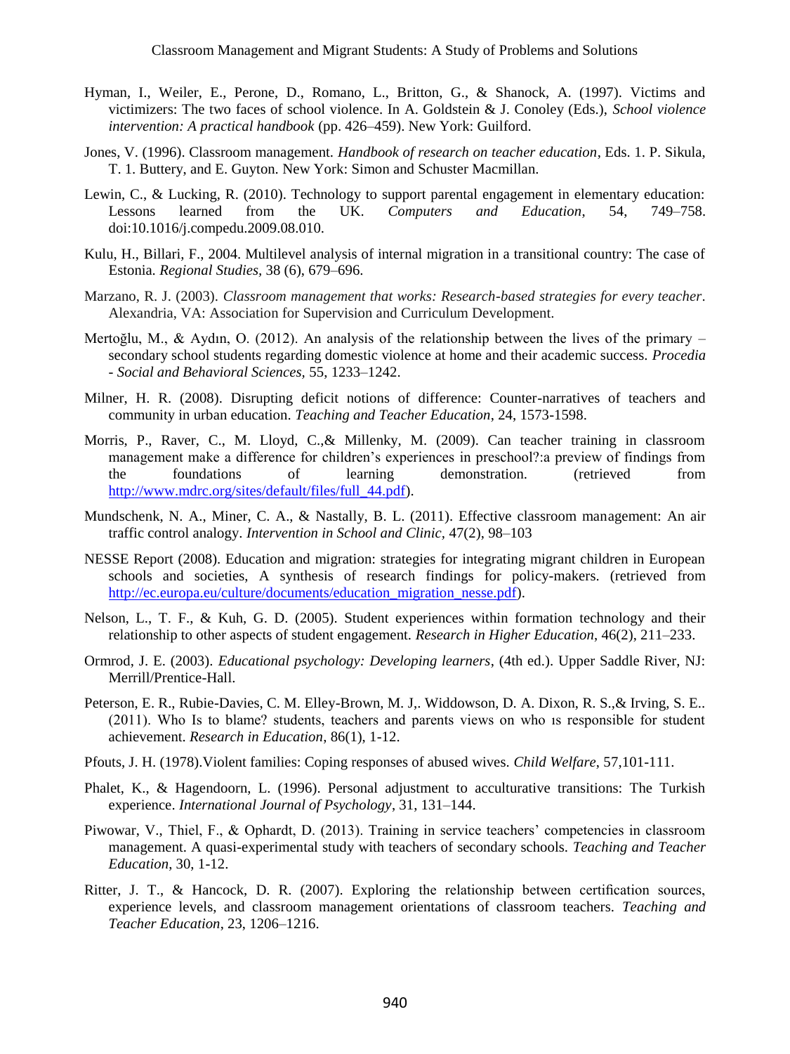Hyman, I., Weiler, E., Perone, D., Romano, L., Britton, G., & Shanock, A. (1997). Victims and victimizers: The two faces of school violence. In A. Goldstein & J. Conoley (Eds.), *School violence intervention: A practical handbook* (pp. 426–459). New York: Guilford.

Jones, V. (1996). Classroom management. *Handbook of research on teacher education*, Eds. 1. P. Sikula, T. 1. Buttery, and E. Guyton. New York: Simon and Schuster Macmillan.

Lewin, C., & Lucking, R. (2010). Technology to support parental engagement in elementary education: Lessons learned from the UK. *Computers and Education*, 54, 749–758. doi:10.1016/j.compedu.2009.08.010.

Kulu, H., Billari, F., 2004. Multilevel analysis of internal migration in a transitional country: The case of Estonia. *Regional Studies*, 38 (6), 679–696.

Marzano, R. J. (2003). *Classroom management that works: Research-based strategies for every teacher*. Alexandria, VA: Association for Supervision and Curriculum Development.

Mertoğlu, M., & Aydın, O. (2012). An analysis of the relationship between the lives of the primary – secondary school students regarding domestic violence at home and their academic success. *Procedia - Social and Behavioral Sciences*, 55, 1233–1242.

Milner, H. R. (2008). Disrupting deficit notions of difference: Counter-narratives of teachers and community in urban education. *Teaching and Teacher Education*, 24, 1573-1598.

Morris, P., Raver, C., M. Lloyd, C.,& Millenky, M. (2009). Can teacher training in classroom management make a difference for children's experiences in preschool?:a preview of findings from the foundations of learning demonstration. (retrieved from http://www.mdrc.org/sites/default/files/full_44.pdf).

Mundschenk, N. A., Miner, C. A., & Nastally, B. L. (2011). Effective classroom management: An air traffic control analogy. *Intervention in School and Clinic*, 47(2), 98–103

NESSE Report (2008). Education and migration: strategies for integrating migrant children in European schools and societies, A synthesis of research findings for policy-makers. (retrieved from http://ec.europa.eu/culture/documents/education_migration_nesse.pdf).

Nelson, L., T. F., & Kuh, G. D. (2005). Student experiences within formation technology and their relationship to other aspects of student engagement. *Research in Higher Education*, 46(2), 211–233.

Ormrod, J. E. (2003). *Educational psychology: Developing learners*, (4th ed.). Upper Saddle River, NJ: Merrill/Prentice-Hall.

Peterson, E. R., Rubie-Davies, C. M. Elley-Brown, M. J,. Widdowson, D. A. Dixon, R. S.,& Irving, S. E.. (2011). Who Is to blame? students, teachers and parents views on who ıs responsible for student achievement. *Research in Education*, 86(1), 1-12.

Pfouts, J. H. (1978).Violent families: Coping responses of abused wives. *Child Welfare*, 57,101-111.

Phalet, K., & Hagendoorn, L. (1996). Personal adjustment to acculturative transitions: The Turkish experience. *International Journal of Psychology*, 31, 131–144.

Piwowar, V., Thiel, F., & Ophardt, D. (2013). Training in service teachers' competencies in classroom management. A quasi-experimental study with teachers of secondary schools. *Teaching and Teacher Education*, 30, 1-12.

Ritter, J. T., & Hancock, D. R. (2007). Exploring the relationship between certification sources, experience levels, and classroom management orientations of classroom teachers. *Teaching and Teacher Education*, 23, 1206–1216.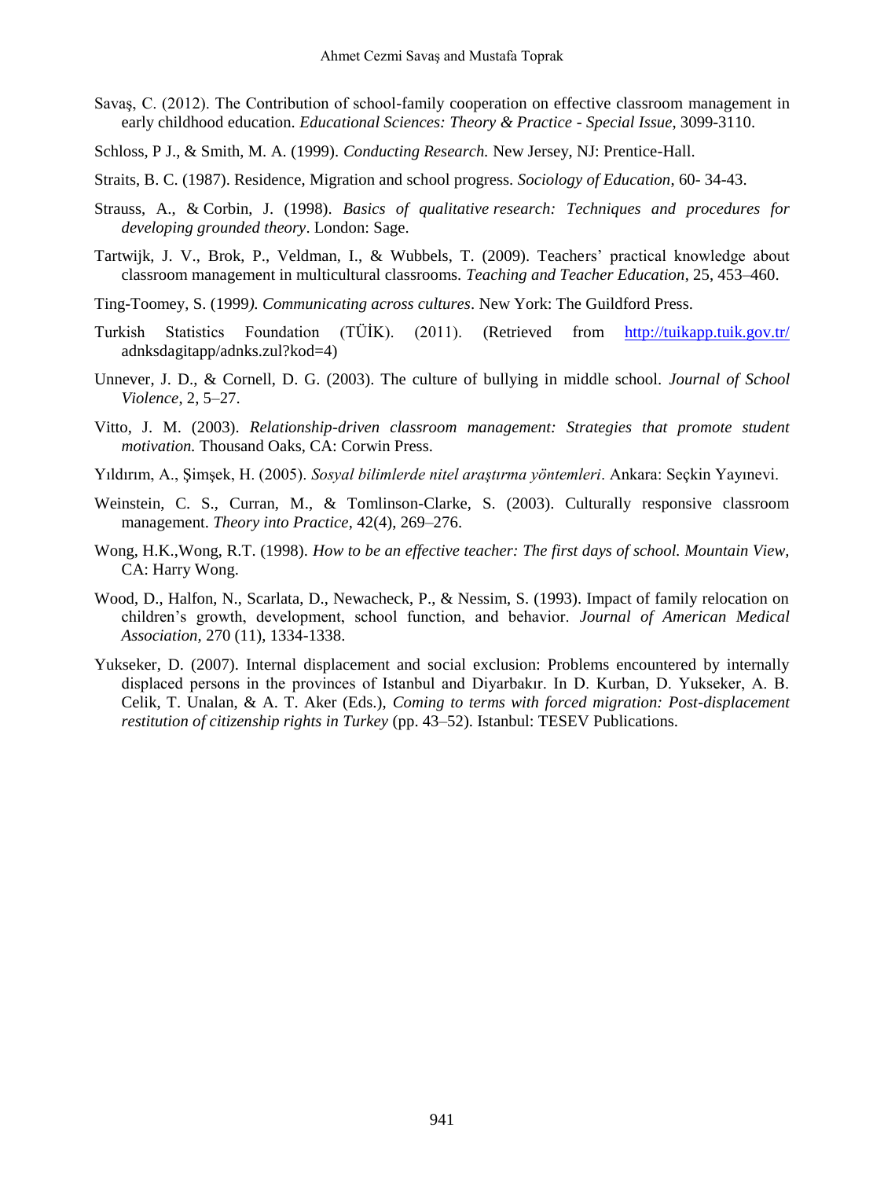Savaş, C. (2012). The Contribution of school-family cooperation on effective classroom management in early childhood education. *Educational Sciences: Theory & Practice - Special Issue*, 3099-3110.

Schloss, P J., & Smith, M. A. (1999). *Conducting Research.* New Jersey, NJ: Prentice-Hall.

Straits, B. C. (1987). Residence, Migration and school progress. *Sociology of Education*, 60- 34-43.

Strauss, A., & Corbin, J. (1998). *Basics of qualitative research: Techniques and procedures for developing grounded theory*. London: Sage.

Tartwijk, J. V., Brok, P., Veldman, I., & Wubbels, T. (2009). Teachers' practical knowledge about classroom management in multicultural classrooms. *Teaching and Teacher Education*, 25, 453–460.

Ting-Toomey, S. (1999*). Communicating across cultures*. New York: The Guildford Press.

Turkish Statistics Foundation (TÜİK). (2011). (Retrieved from http://tuikapp.tuik.gov.tr/adnksdagitapp/adnks.zul?kod=4)

Unnever, J. D., & Cornell, D. G. (2003). The culture of bullying in middle school. *Journal of School Violence*, 2, 5–27.

Vitto, J. M. (2003). *Relationship-driven classroom management: Strategies that promote student motivation.* Thousand Oaks, CA: Corwin Press.

Yıldırım, A., Şimşek, H. (2005). *Sosyal bilimlerde nitel araştırma yöntemleri*. Ankara: Seçkin Yayınevi.

Weinstein, C. S., Curran, M., & Tomlinson-Clarke, S. (2003). Culturally responsive classroom management. *Theory into Practice*, 42(4), 269–276.

Wong, H.K.,Wong, R.T. (1998). *How to be an effective teacher: The first days of school. Mountain View,* CA: Harry Wong.

Wood, D., Halfon, N., Scarlata, D., Newacheck, P., & Nessim, S. (1993). Impact of family relocation on children's growth, development, school function, and behavior. *Journal of American Medical Association*, 270 (11), 1334-1338.

Yukseker, D. (2007). Internal displacement and social exclusion: Problems encountered by internally displaced persons in the provinces of Istanbul and Diyarbakır. In D. Kurban, D. Yukseker, A. B. Celik, T. Unalan, & A. T. Aker (Eds.), *Coming to terms with forced migration: Post-displacement restitution of citizenship rights in Turkey* (pp. 43–52). Istanbul: TESEV Publications.